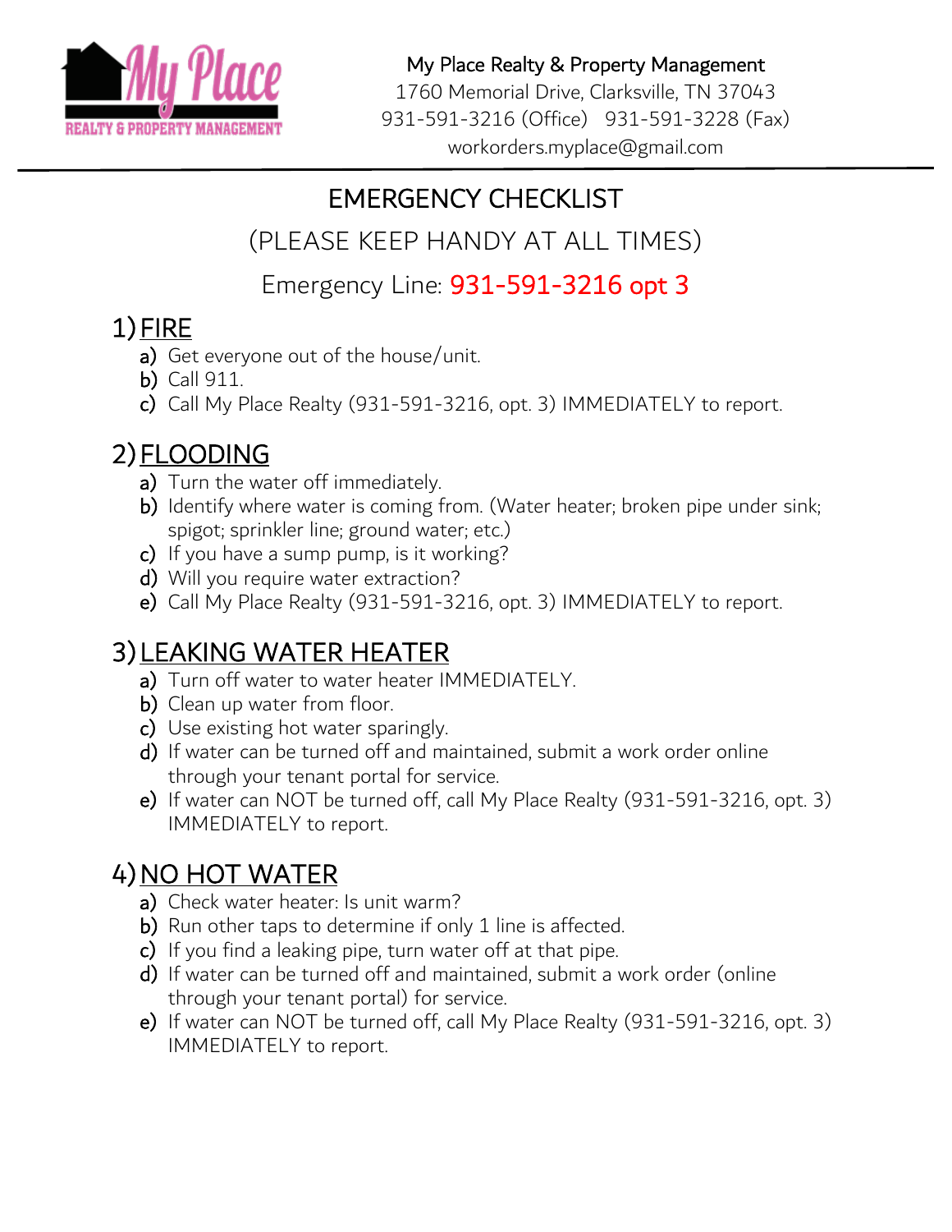My Place Realty & Property Management
1760 Memorial Drive, Clarksville, TN 37043
931-591-3216 (Office) 931-591-3228 (Fax)
workorders.myplace@gmail.com

# EMERGENCY CHECKLIST

## (PLEASE KEEP HANDY AT ALL TIMES)

## Emergency Line: 931-591-3216 opt 3

## 1) FIRE

a) Get everyone out of the house/unit.
b) Call 911.
c) Call My Place Realty (931-591-3216, opt. 3) IMMEDIATELY to report.

## 2) FLOODING

a) Turn the water off immediately.
b) Identify where water is coming from. (Water heater; broken pipe under sink; spigot; sprinkler line; ground water; etc.)
c) If you have a sump pump, is it working?
d) Will you require water extraction?
e) Call My Place Realty (931-591-3216, opt. 3) IMMEDIATELY to report.

## 3) LEAKING WATER HEATER

a) Turn off water to water heater IMMEDIATELY.
b) Clean up water from floor.
c) Use existing hot water sparingly.
d) If water can be turned off and maintained, submit a work order online through your tenant portal for service.
e) If water can NOT be turned off, call My Place Realty (931-591-3216, opt. 3) IMMEDIATELY to report.

## 4) NO HOT WATER

a) Check water heater: Is unit warm?
b) Run other taps to determine if only 1 line is affected.
c) If you find a leaking pipe, turn water off at that pipe.
d) If water can be turned off and maintained, submit a work order (online through your tenant portal) for service.
e) If water can NOT be turned off, call My Place Realty (931-591-3216, opt. 3) IMMEDIATELY to report.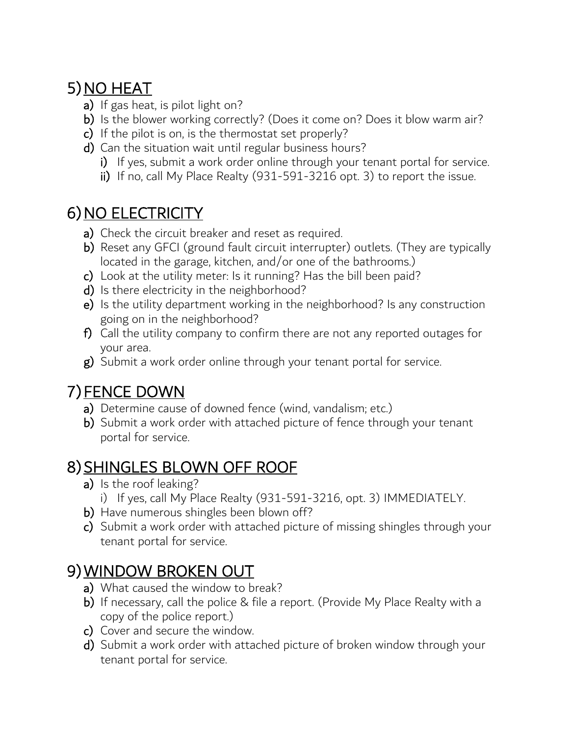## 5) NO HEAT

a) If gas heat, is pilot light on?
b) Is the blower working correctly? (Does it come on? Does it blow warm air?
c) If the pilot is on, is the thermostat set properly?
d) Can the situation wait until regular business hours?
   i) If yes, submit a work order online through your tenant portal for service.
   ii) If no, call My Place Realty (931-591-3216 opt. 3) to report the issue.

## 6) NO ELECTRICITY

a) Check the circuit breaker and reset as required.
b) Reset any GFCI (ground fault circuit interrupter) outlets. (They are typically located in the garage, kitchen, and/or one of the bathrooms.)
c) Look at the utility meter: Is it running? Has the bill been paid?
d) Is there electricity in the neighborhood?
e) Is the utility department working in the neighborhood? Is any construction going on in the neighborhood?
f) Call the utility company to confirm there are not any reported outages for your area.
g) Submit a work order online through your tenant portal for service.

## 7) FENCE DOWN

a) Determine cause of downed fence (wind, vandalism; etc.)
b) Submit a work order with attached picture of fence through your tenant portal for service.

## 8) SHINGLES BLOWN OFF ROOF

a) Is the roof leaking?
   i) If yes, call My Place Realty (931-591-3216, opt. 3) IMMEDIATELY.
b) Have numerous shingles been blown off?
c) Submit a work order with attached picture of missing shingles through your tenant portal for service.

## 9) WINDOW BROKEN OUT

a) What caused the window to break?
b) If necessary, call the police & file a report. (Provide My Place Realty with a copy of the police report.)
c) Cover and secure the window.
d) Submit a work order with attached picture of broken window through your tenant portal for service.